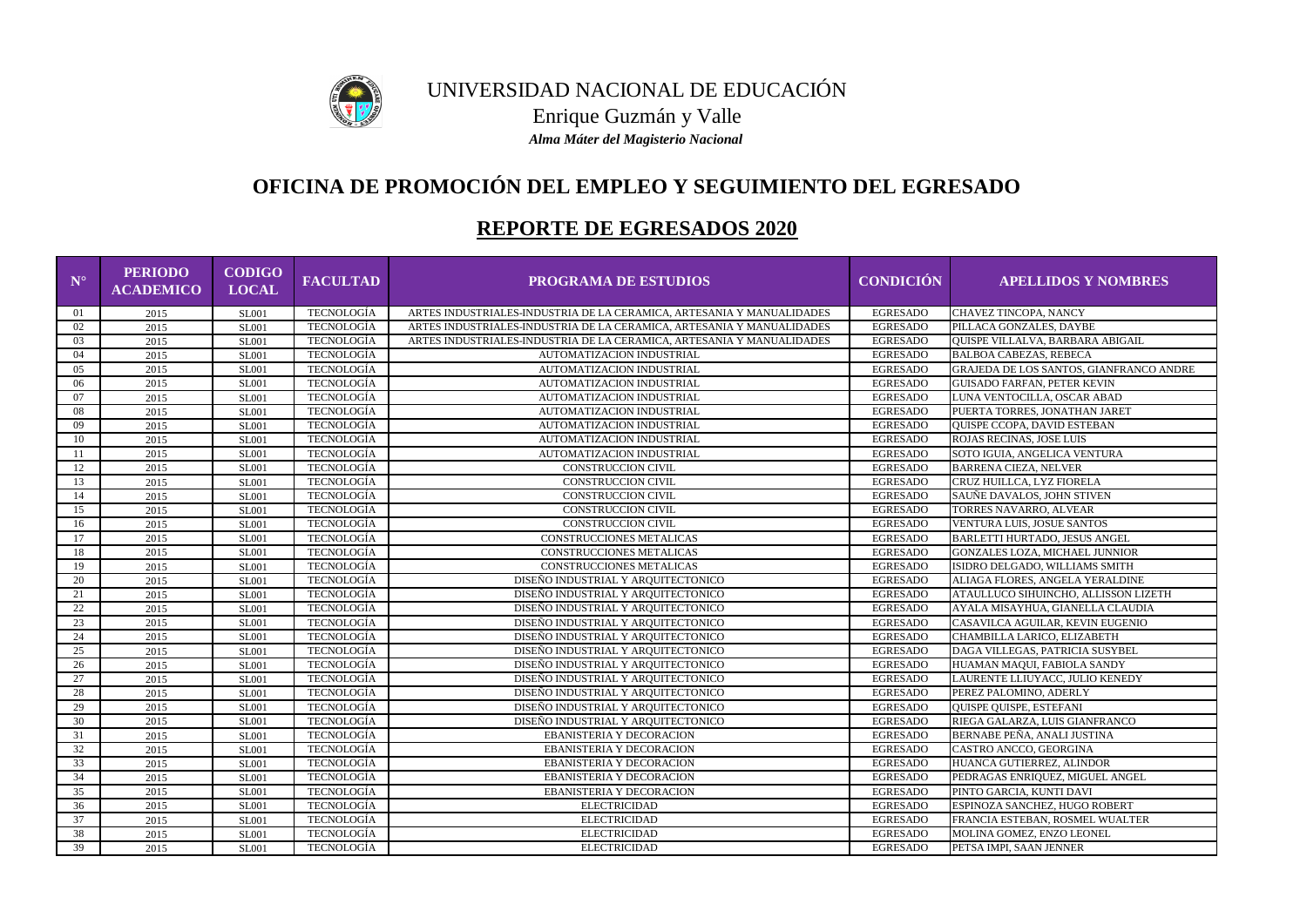UNIVERSIDAD NACIONAL DE EDUCACIÓN

Enrique Guzmán y Valle

*Alma Máter del Magisterio Nacional*

# OFICINA DE PROMOCIÓN DEL EMPLEO Y SEGUIMIENTO DEL EGRESADO

## REPORTE DE EGRESADOS 2020

| N° | PERIODO ACADEMICO | CODIGO LOCAL | FACULTAD | PROGRAMA DE ESTUDIOS | CONDICIÓN | APELLIDOS Y NOMBRES |
|---|---|---|---|---|---|---|
| 01 | 2015 | SL001 | TECNOLOGÍA | ARTES INDUSTRIALES-INDUSTRIA DE LA CERAMICA, ARTESANIA Y MANUALIDADES | EGRESADO | CHAVEZ TINCOPA, NANCY |
| 02 | 2015 | SL001 | TECNOLOGÍA | ARTES INDUSTRIALES-INDUSTRIA DE LA CERAMICA, ARTESANIA Y MANUALIDADES | EGRESADO | PILLACA GONZALES, DAYBE |
| 03 | 2015 | SL001 | TECNOLOGÍA | ARTES INDUSTRIALES-INDUSTRIA DE LA CERAMICA, ARTESANIA Y MANUALIDADES | EGRESADO | QUISPE VILLALVA, BARBARA ABIGAIL |
| 04 | 2015 | SL001 | TECNOLOGÍA | AUTOMATIZACION INDUSTRIAL | EGRESADO | BALBOA CABEZAS, REBECA |
| 05 | 2015 | SL001 | TECNOLOGÍA | AUTOMATIZACION INDUSTRIAL | EGRESADO | GRAJEDA DE LOS SANTOS, GIANFRANCO ANDRE |
| 06 | 2015 | SL001 | TECNOLOGÍA | AUTOMATIZACION INDUSTRIAL | EGRESADO | GUISADO FARFAN, PETER KEVIN |
| 07 | 2015 | SL001 | TECNOLOGÍA | AUTOMATIZACION INDUSTRIAL | EGRESADO | LUNA VENTOCILLA, OSCAR ABAD |
| 08 | 2015 | SL001 | TECNOLOGÍA | AUTOMATIZACION INDUSTRIAL | EGRESADO | PUERTA TORRES, JONATHAN JARET |
| 09 | 2015 | SL001 | TECNOLOGÍA | AUTOMATIZACION INDUSTRIAL | EGRESADO | QUISPE CCOPA, DAVID ESTEBAN |
| 10 | 2015 | SL001 | TECNOLOGÍA | AUTOMATIZACION INDUSTRIAL | EGRESADO | ROJAS RECINAS, JOSE LUIS |
| 11 | 2015 | SL001 | TECNOLOGÍA | AUTOMATIZACION INDUSTRIAL | EGRESADO | SOTO IGUIA, ANGELICA VENTURA |
| 12 | 2015 | SL001 | TECNOLOGÍA | CONSTRUCCION CIVIL | EGRESADO | BARRENA CIEZA, NELVER |
| 13 | 2015 | SL001 | TECNOLOGÍA | CONSTRUCCION CIVIL | EGRESADO | CRUZ HUILLCA, LYZ FIORELA |
| 14 | 2015 | SL001 | TECNOLOGÍA | CONSTRUCCION CIVIL | EGRESADO | SAUÑE DAVALOS, JOHN STIVEN |
| 15 | 2015 | SL001 | TECNOLOGÍA | CONSTRUCCION CIVIL | EGRESADO | TORRES NAVARRO, ALVEAR |
| 16 | 2015 | SL001 | TECNOLOGÍA | CONSTRUCCION CIVIL | EGRESADO | VENTURA LUIS, JOSUE SANTOS |
| 17 | 2015 | SL001 | TECNOLOGÍA | CONSTRUCCIONES METALICAS | EGRESADO | BARLETTI HURTADO, JESUS ANGEL |
| 18 | 2015 | SL001 | TECNOLOGÍA | CONSTRUCCIONES METALICAS | EGRESADO | GONZALES LOZA, MICHAEL JUNNIOR |
| 19 | 2015 | SL001 | TECNOLOGÍA | CONSTRUCCIONES METALICAS | EGRESADO | ISIDRO DELGADO, WILLIAMS SMITH |
| 20 | 2015 | SL001 | TECNOLOGÍA | DISEÑO INDUSTRIAL Y ARQUITECTONICO | EGRESADO | ALIAGA FLORES, ANGELA YERALDINE |
| 21 | 2015 | SL001 | TECNOLOGÍA | DISEÑO INDUSTRIAL Y ARQUITECTONICO | EGRESADO | ATAULLUCO SIHUINCHO, ALLISSON LIZETH |
| 22 | 2015 | SL001 | TECNOLOGÍA | DISEÑO INDUSTRIAL Y ARQUITECTONICO | EGRESADO | AYALA MISAYHUA, GIANELLA CLAUDIA |
| 23 | 2015 | SL001 | TECNOLOGÍA | DISEÑO INDUSTRIAL Y ARQUITECTONICO | EGRESADO | CASAVILCA AGUILAR, KEVIN EUGENIO |
| 24 | 2015 | SL001 | TECNOLOGÍA | DISEÑO INDUSTRIAL Y ARQUITECTONICO | EGRESADO | CHAMBILLA LARICO, ELIZABETH |
| 25 | 2015 | SL001 | TECNOLOGÍA | DISEÑO INDUSTRIAL Y ARQUITECTONICO | EGRESADO | DAGA VILLEGAS, PATRICIA SUSYBEL |
| 26 | 2015 | SL001 | TECNOLOGÍA | DISEÑO INDUSTRIAL Y ARQUITECTONICO | EGRESADO | HUAMAN MAQUI, FABIOLA SANDY |
| 27 | 2015 | SL001 | TECNOLOGÍA | DISEÑO INDUSTRIAL Y ARQUITECTONICO | EGRESADO | LAURENTE LLIUYACC, JULIO KENEDY |
| 28 | 2015 | SL001 | TECNOLOGÍA | DISEÑO INDUSTRIAL Y ARQUITECTONICO | EGRESADO | PEREZ PALOMINO, ADERLY |
| 29 | 2015 | SL001 | TECNOLOGÍA | DISEÑO INDUSTRIAL Y ARQUITECTONICO | EGRESADO | QUISPE QUISPE, ESTEFANI |
| 30 | 2015 | SL001 | TECNOLOGÍA | DISEÑO INDUSTRIAL Y ARQUITECTONICO | EGRESADO | RIEGA GALARZA, LUIS GIANFRANCO |
| 31 | 2015 | SL001 | TECNOLOGÍA | EBANISTERIA Y DECORACION | EGRESADO | BERNABE PEÑA, ANALI JUSTINA |
| 32 | 2015 | SL001 | TECNOLOGÍA | EBANISTERIA Y DECORACION | EGRESADO | CASTRO ANCCO, GEORGINA |
| 33 | 2015 | SL001 | TECNOLOGÍA | EBANISTERIA Y DECORACION | EGRESADO | HUANCA GUTIERREZ, ALINDOR |
| 34 | 2015 | SL001 | TECNOLOGÍA | EBANISTERIA Y DECORACION | EGRESADO | PEDRAGAS ENRIQUEZ, MIGUEL ANGEL |
| 35 | 2015 | SL001 | TECNOLOGÍA | EBANISTERIA Y DECORACION | EGRESADO | PINTO GARCIA, KUNTI DAVI |
| 36 | 2015 | SL001 | TECNOLOGÍA | ELECTRICIDAD | EGRESADO | ESPINOZA SANCHEZ, HUGO ROBERT |
| 37 | 2015 | SL001 | TECNOLOGÍA | ELECTRICIDAD | EGRESADO | FRANCIA ESTEBAN, ROSMEL WUALTER |
| 38 | 2015 | SL001 | TECNOLOGÍA | ELECTRICIDAD | EGRESADO | MOLINA GOMEZ, ENZO LEONEL |
| 39 | 2015 | SL001 | TECNOLOGÍA | ELECTRICIDAD | EGRESADO | PETSA IMPI, SAAN JENNER |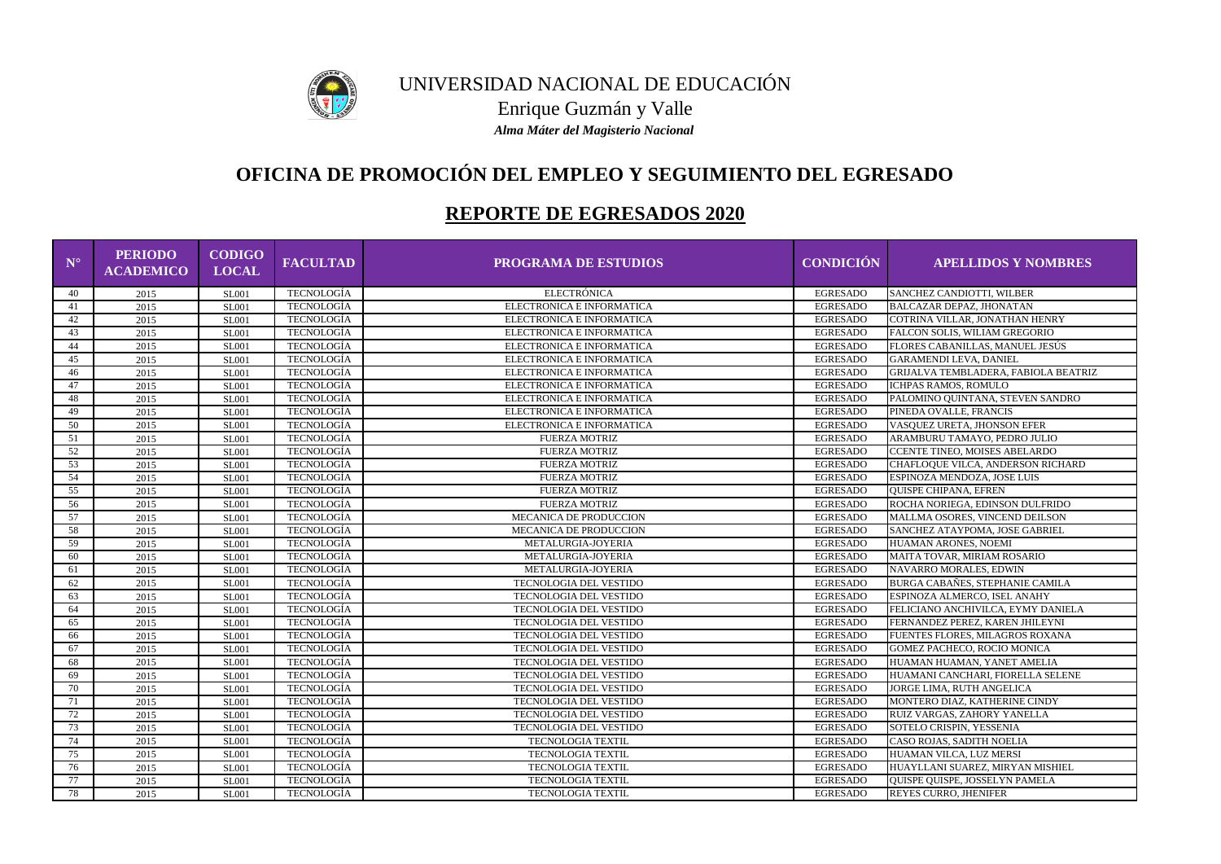UNIVERSIDAD NACIONAL DE EDUCACIÓN

Enrique Guzmán y Valle

*Alma Máter del Magisterio Nacional*

## OFICINA DE PROMOCIÓN DEL EMPLEO Y SEGUIMIENTO DEL EGRESADO

## REPORTE DE EGRESADOS 2020

| N° | PERIODO ACADEMICO | CODIGO LOCAL | FACULTAD | PROGRAMA DE ESTUDIOS | CONDICIÓN | APELLIDOS Y NOMBRES |
|---|---|---|---|---|---|---|
| 40 | 2015 | SL001 | TECNOLOGÍA | ELECTRÓNICA | EGRESADO | SANCHEZ CANDIOTTI, WILBER |
| 41 | 2015 | SL001 | TECNOLOGÍA | ELECTRONICA E INFORMATICA | EGRESADO | BALCAZAR DEPAZ, JHONATAN |
| 42 | 2015 | SL001 | TECNOLOGÍA | ELECTRONICA E INFORMATICA | EGRESADO | COTRINA VILLAR, JONATHAN HENRY |
| 43 | 2015 | SL001 | TECNOLOGÍA | ELECTRONICA E INFORMATICA | EGRESADO | FALCON SOLIS, WILIAM GREGORIO |
| 44 | 2015 | SL001 | TECNOLOGÍA | ELECTRONICA E INFORMATICA | EGRESADO | FLORES CABANILLAS, MANUEL JESÚS |
| 45 | 2015 | SL001 | TECNOLOGÍA | ELECTRONICA E INFORMATICA | EGRESADO | GARAMENDI LEVA, DANIEL |
| 46 | 2015 | SL001 | TECNOLOGÍA | ELECTRONICA E INFORMATICA | EGRESADO | GRIJALVA TEMBLADERA, FABIOLA BEATRIZ |
| 47 | 2015 | SL001 | TECNOLOGÍA | ELECTRONICA E INFORMATICA | EGRESADO | ICHPAS RAMOS, ROMULO |
| 48 | 2015 | SL001 | TECNOLOGÍA | ELECTRONICA E INFORMATICA | EGRESADO | PALOMINO QUINTANA, STEVEN SANDRO |
| 49 | 2015 | SL001 | TECNOLOGÍA | ELECTRONICA E INFORMATICA | EGRESADO | PINEDA OVALLE, FRANCIS |
| 50 | 2015 | SL001 | TECNOLOGÍA | ELECTRONICA E INFORMATICA | EGRESADO | VASQUEZ URETA, JHONSON EFER |
| 51 | 2015 | SL001 | TECNOLOGÍA | FUERZA MOTRIZ | EGRESADO | ARAMBURU TAMAYO, PEDRO JULIO |
| 52 | 2015 | SL001 | TECNOLOGÍA | FUERZA MOTRIZ | EGRESADO | CCENTE TINEO, MOISES ABELARDO |
| 53 | 2015 | SL001 | TECNOLOGÍA | FUERZA MOTRIZ | EGRESADO | CHAFLOQUE VILCA, ANDERSON RICHARD |
| 54 | 2015 | SL001 | TECNOLOGÍA | FUERZA MOTRIZ | EGRESADO | ESPINOZA MENDOZA, JOSE LUIS |
| 55 | 2015 | SL001 | TECNOLOGÍA | FUERZA MOTRIZ | EGRESADO | QUISPE CHIPANA, EFREN |
| 56 | 2015 | SL001 | TECNOLOGÍA | FUERZA MOTRIZ | EGRESADO | ROCHA NORIEGA, EDINSON DULFRIDO |
| 57 | 2015 | SL001 | TECNOLOGÍA | MECANICA DE PRODUCCION | EGRESADO | MALLMA OSORES, VINCEND DEILSON |
| 58 | 2015 | SL001 | TECNOLOGÍA | MECANICA DE PRODUCCION | EGRESADO | SANCHEZ ATAYPOMA, JOSE GABRIEL |
| 59 | 2015 | SL001 | TECNOLOGÍA | METALURGIA-JOYERIA | EGRESADO | HUAMAN ARONES, NOEMI |
| 60 | 2015 | SL001 | TECNOLOGÍA | METALURGIA-JOYERIA | EGRESADO | MAITA TOVAR, MIRIAM ROSARIO |
| 61 | 2015 | SL001 | TECNOLOGÍA | METALURGIA-JOYERIA | EGRESADO | NAVARRO MORALES, EDWIN |
| 62 | 2015 | SL001 | TECNOLOGÍA | TECNOLOGIA DEL VESTIDO | EGRESADO | BURGA CABAÑES, STEPHANIE CAMILA |
| 63 | 2015 | SL001 | TECNOLOGÍA | TECNOLOGIA DEL VESTIDO | EGRESADO | ESPINOZA ALMERCO, ISEL ANAHY |
| 64 | 2015 | SL001 | TECNOLOGÍA | TECNOLOGIA DEL VESTIDO | EGRESADO | FELICIANO ANCHIVILCA, EYMY DANIELA |
| 65 | 2015 | SL001 | TECNOLOGÍA | TECNOLOGIA DEL VESTIDO | EGRESADO | FERNANDEZ PEREZ, KAREN JHILEYNI |
| 66 | 2015 | SL001 | TECNOLOGÍA | TECNOLOGIA DEL VESTIDO | EGRESADO | FUENTES FLORES, MILAGROS ROXANA |
| 67 | 2015 | SL001 | TECNOLOGÍA | TECNOLOGIA DEL VESTIDO | EGRESADO | GOMEZ PACHECO, ROCIO MONICA |
| 68 | 2015 | SL001 | TECNOLOGÍA | TECNOLOGIA DEL VESTIDO | EGRESADO | HUAMAN HUAMAN, YANET AMELIA |
| 69 | 2015 | SL001 | TECNOLOGÍA | TECNOLOGIA DEL VESTIDO | EGRESADO | HUAMANI CANCHARI, FIORELLA SELENE |
| 70 | 2015 | SL001 | TECNOLOGÍA | TECNOLOGIA DEL VESTIDO | EGRESADO | JORGE LIMA, RUTH ANGELICA |
| 71 | 2015 | SL001 | TECNOLOGÍA | TECNOLOGIA DEL VESTIDO | EGRESADO | MONTERO DIAZ, KATHERINE CINDY |
| 72 | 2015 | SL001 | TECNOLOGÍA | TECNOLOGIA DEL VESTIDO | EGRESADO | RUIZ VARGAS, ZAHORY YANELLA |
| 73 | 2015 | SL001 | TECNOLOGÍA | TECNOLOGIA DEL VESTIDO | EGRESADO | SOTELO CRISPIN, YESSENIA |
| 74 | 2015 | SL001 | TECNOLOGÍA | TECNOLOGIA TEXTIL | EGRESADO | CASO ROJAS, SADITH NOELIA |
| 75 | 2015 | SL001 | TECNOLOGÍA | TECNOLOGIA TEXTIL | EGRESADO | HUAMAN VILCA, LUZ MERSI |
| 76 | 2015 | SL001 | TECNOLOGÍA | TECNOLOGIA TEXTIL | EGRESADO | HUAYLLANI SUAREZ, MIRYAN MISHIEL |
| 77 | 2015 | SL001 | TECNOLOGÍA | TECNOLOGIA TEXTIL | EGRESADO | QUISPE QUISPE, JOSSELYN PAMELA |
| 78 | 2015 | SL001 | TECNOLOGÍA | TECNOLOGIA TEXTIL | EGRESADO | REYES CURRO, JHENIFER |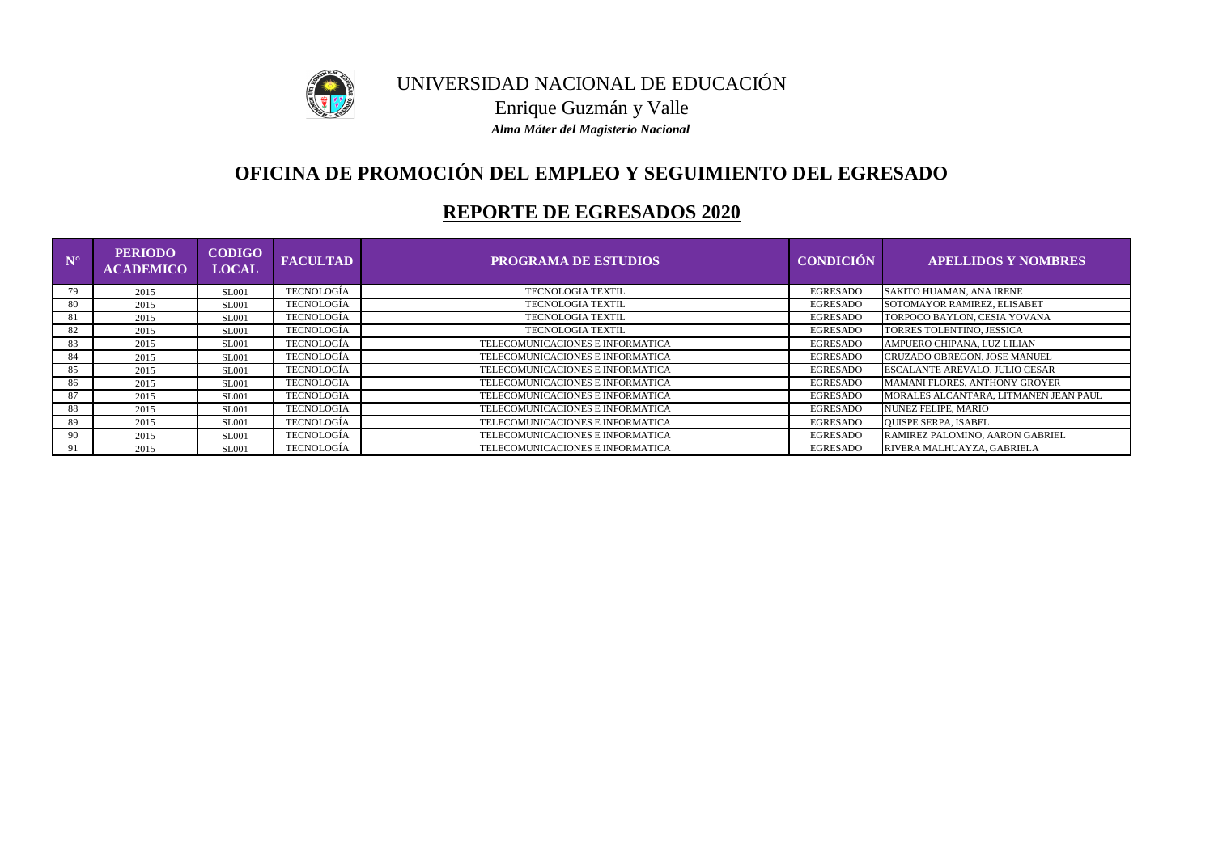UNIVERSIDAD NACIONAL DE EDUCACIÓN

Enrique Guzmán y Valle

*Alma Máter del Magisterio Nacional*

## OFICINA DE PROMOCIÓN DEL EMPLEO Y SEGUIMIENTO DEL EGRESADO

## REPORTE DE EGRESADOS 2020

| N° | PERIODO ACADEMICO | CODIGO LOCAL | FACULTAD | PROGRAMA DE ESTUDIOS | CONDICIÓN | APELLIDOS Y NOMBRES |
|---|---|---|---|---|---|---|
| 79 | 2015 | SL001 | TECNOLOGÍA | TECNOLOGIA TEXTIL | EGRESADO | SAKITO HUAMAN, ANA IRENE |
| 80 | 2015 | SL001 | TECNOLOGÍA | TECNOLOGIA TEXTIL | EGRESADO | SOTOMAYOR RAMIREZ, ELISABET |
| 81 | 2015 | SL001 | TECNOLOGÍA | TECNOLOGIA TEXTIL | EGRESADO | TORPOCO BAYLON, CESIA YOVANA |
| 82 | 2015 | SL001 | TECNOLOGÍA | TECNOLOGIA TEXTIL | EGRESADO | TORRES TOLENTINO, JESSICA |
| 83 | 2015 | SL001 | TECNOLOGÍA | TELECOMUNICACIONES E INFORMATICA | EGRESADO | AMPUERO CHIPANA, LUZ LILIAN |
| 84 | 2015 | SL001 | TECNOLOGÍA | TELECOMUNICACIONES E INFORMATICA | EGRESADO | CRUZADO OBREGON, JOSE MANUEL |
| 85 | 2015 | SL001 | TECNOLOGÍA | TELECOMUNICACIONES E INFORMATICA | EGRESADO | ESCALANTE AREVALO, JULIO CESAR |
| 86 | 2015 | SL001 | TECNOLOGÍA | TELECOMUNICACIONES E INFORMATICA | EGRESADO | MAMANI FLORES, ANTHONY GROYER |
| 87 | 2015 | SL001 | TECNOLOGÍA | TELECOMUNICACIONES E INFORMATICA | EGRESADO | MORALES ALCANTARA, LITMANEN JEAN PAUL |
| 88 | 2015 | SL001 | TECNOLOGÍA | TELECOMUNICACIONES E INFORMATICA | EGRESADO | NUÑEZ FELIPE, MARIO |
| 89 | 2015 | SL001 | TECNOLOGÍA | TELECOMUNICACIONES E INFORMATICA | EGRESADO | QUISPE SERPA, ISABEL |
| 90 | 2015 | SL001 | TECNOLOGÍA | TELECOMUNICACIONES E INFORMATICA | EGRESADO | RAMIREZ PALOMINO, AARON GABRIEL |
| 91 | 2015 | SL001 | TECNOLOGÍA | TELECOMUNICACIONES E INFORMATICA | EGRESADO | RIVERA MALHUAYZA, GABRIELA |